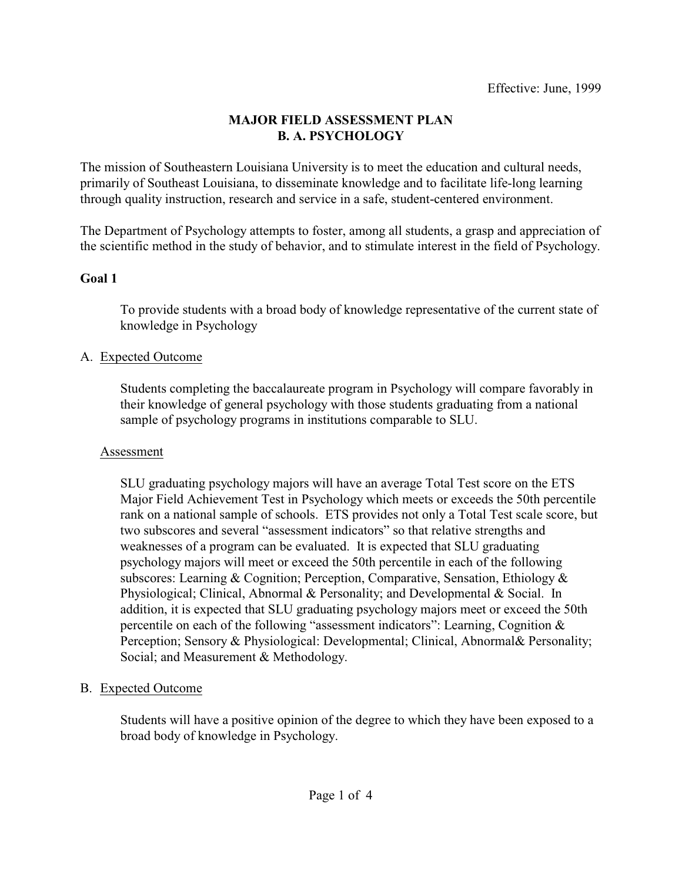Effective: June, 1999

# MAJOR FIELD ASSESSMENT PLAN
# B. A. PSYCHOLOGY

The mission of Southeastern Louisiana University is to meet the education and cultural needs, primarily of Southeast Louisiana, to disseminate knowledge and to facilitate life-long learning through quality instruction, research and service in a safe, student-centered environment.

The Department of Psychology attempts to foster, among all students, a grasp and appreciation of the scientific method in the study of behavior, and to stimulate interest in the field of Psychology.

## Goal 1

To provide students with a broad body of knowledge representative of the current state of knowledge in Psychology

A. Expected Outcome

Students completing the baccalaureate program in Psychology will compare favorably in their knowledge of general psychology with those students graduating from a national sample of psychology programs in institutions comparable to SLU.

Assessment

SLU graduating psychology majors will have an average Total Test score on the ETS Major Field Achievement Test in Psychology which meets or exceeds the 50th percentile rank on a national sample of schools. ETS provides not only a Total Test scale score, but two subscores and several "assessment indicators" so that relative strengths and weaknesses of a program can be evaluated. It is expected that SLU graduating psychology majors will meet or exceed the 50th percentile in each of the following subscores: Learning & Cognition; Perception, Comparative, Sensation, Ethiology & Physiological; Clinical, Abnormal & Personality; and Developmental & Social. In addition, it is expected that SLU graduating psychology majors meet or exceed the 50th percentile on each of the following "assessment indicators": Learning, Cognition & Perception; Sensory & Physiological: Developmental; Clinical, Abnormal& Personality; Social; and Measurement & Methodology.

B. Expected Outcome

Students will have a positive opinion of the degree to which they have been exposed to a broad body of knowledge in Psychology.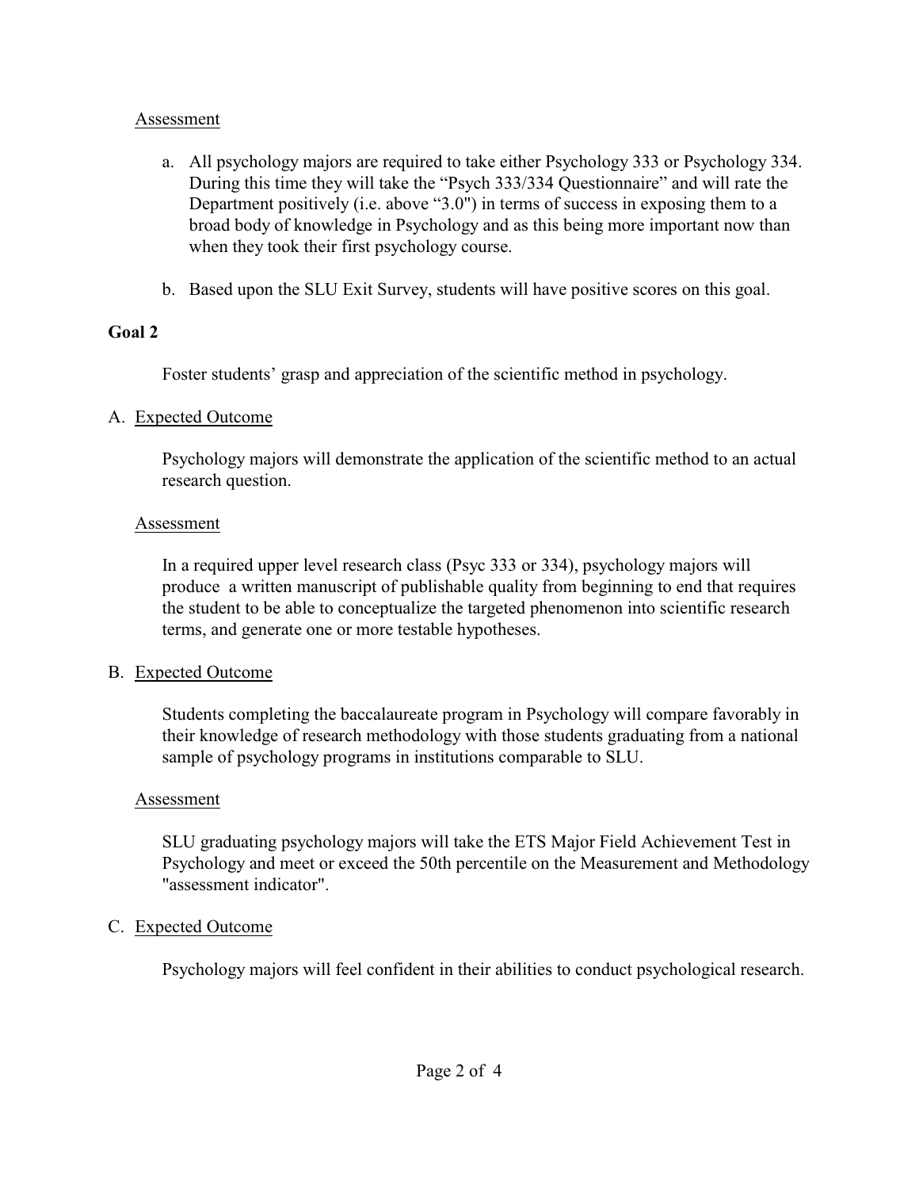Assessment

a. All psychology majors are required to take either Psychology 333 or Psychology 334. During this time they will take the "Psych 333/334 Questionnaire" and will rate the Department positively (i.e. above "3.0") in terms of success in exposing them to a broad body of knowledge in Psychology and as this being more important now than when they took their first psychology course.

b. Based upon the SLU Exit Survey, students will have positive scores on this goal.

**Goal 2**

Foster students' grasp and appreciation of the scientific method in psychology.

A. Expected Outcome

Psychology majors will demonstrate the application of the scientific method to an actual research question.

Assessment

In a required upper level research class (Psyc 333 or 334), psychology majors will produce a written manuscript of publishable quality from beginning to end that requires the student to be able to conceptualize the targeted phenomenon into scientific research terms, and generate one or more testable hypotheses.

B. Expected Outcome

Students completing the baccalaureate program in Psychology will compare favorably in their knowledge of research methodology with those students graduating from a national sample of psychology programs in institutions comparable to SLU.

Assessment

SLU graduating psychology majors will take the ETS Major Field Achievement Test in Psychology and meet or exceed the 50th percentile on the Measurement and Methodology "assessment indicator".

C. Expected Outcome

Psychology majors will feel confident in their abilities to conduct psychological research.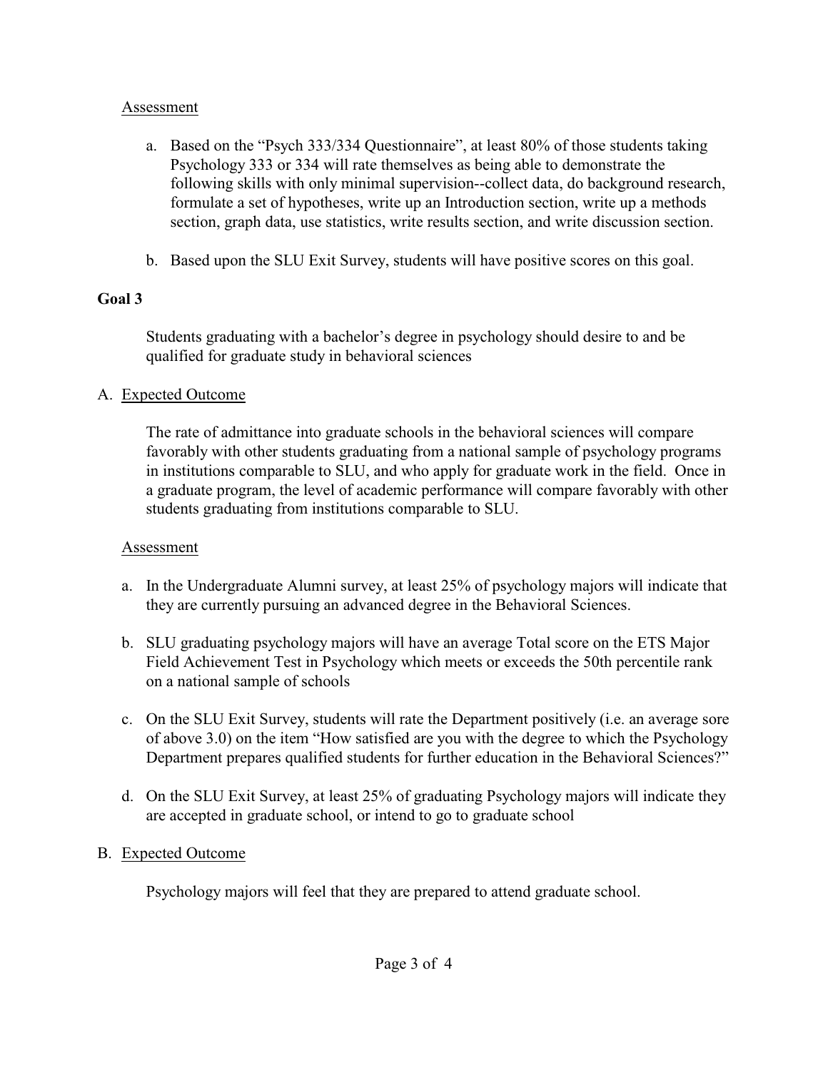Assessment

a. Based on the "Psych 333/334 Questionnaire", at least 80% of those students taking Psychology 333 or 334 will rate themselves as being able to demonstrate the following skills with only minimal supervision--collect data, do background research, formulate a set of hypotheses, write up an Introduction section, write up a methods section, graph data, use statistics, write results section, and write discussion section.

b. Based upon the SLU Exit Survey, students will have positive scores on this goal.

**Goal 3**

Students graduating with a bachelor's degree in psychology should desire to and be qualified for graduate study in behavioral sciences

A. Expected Outcome

The rate of admittance into graduate schools in the behavioral sciences will compare favorably with other students graduating from a national sample of psychology programs in institutions comparable to SLU, and who apply for graduate work in the field. Once in a graduate program, the level of academic performance will compare favorably with other students graduating from institutions comparable to SLU.

Assessment

a. In the Undergraduate Alumni survey, at least 25% of psychology majors will indicate that they are currently pursuing an advanced degree in the Behavioral Sciences.

b. SLU graduating psychology majors will have an average Total score on the ETS Major Field Achievement Test in Psychology which meets or exceeds the 50th percentile rank on a national sample of schools

c. On the SLU Exit Survey, students will rate the Department positively (i.e. an average sore of above 3.0) on the item "How satisfied are you with the degree to which the Psychology Department prepares qualified students for further education in the Behavioral Sciences?"

d. On the SLU Exit Survey, at least 25% of graduating Psychology majors will indicate they are accepted in graduate school, or intend to go to graduate school

B. Expected Outcome

Psychology majors will feel that they are prepared to attend graduate school.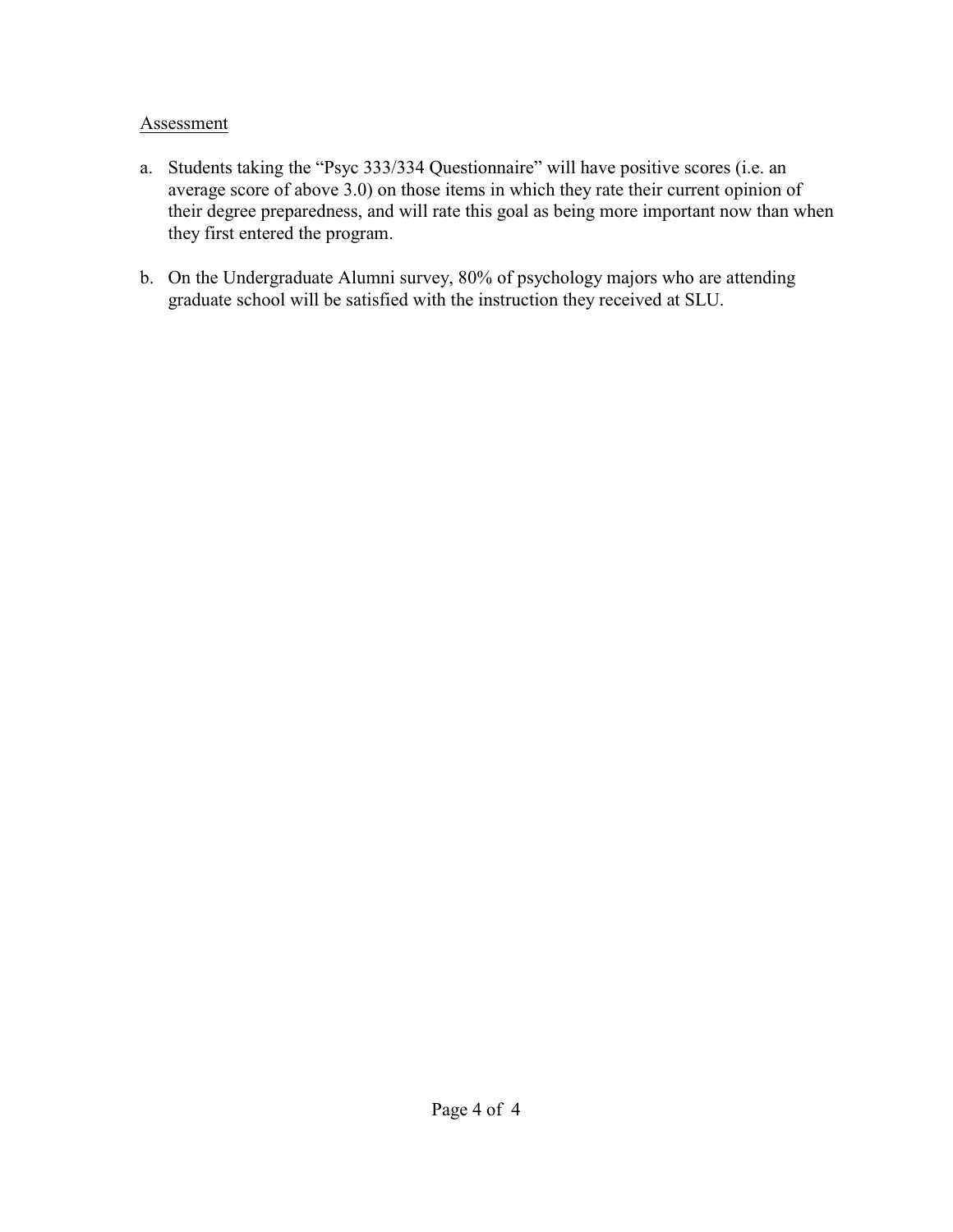Assessment

a. Students taking the "Psyc 333/334 Questionnaire" will have positive scores (i.e. an average score of above 3.0) on those items in which they rate their current opinion of their degree preparedness, and will rate this goal as being more important now than when they first entered the program.

b. On the Undergraduate Alumni survey, 80% of psychology majors who are attending graduate school will be satisfied with the instruction they received at SLU.